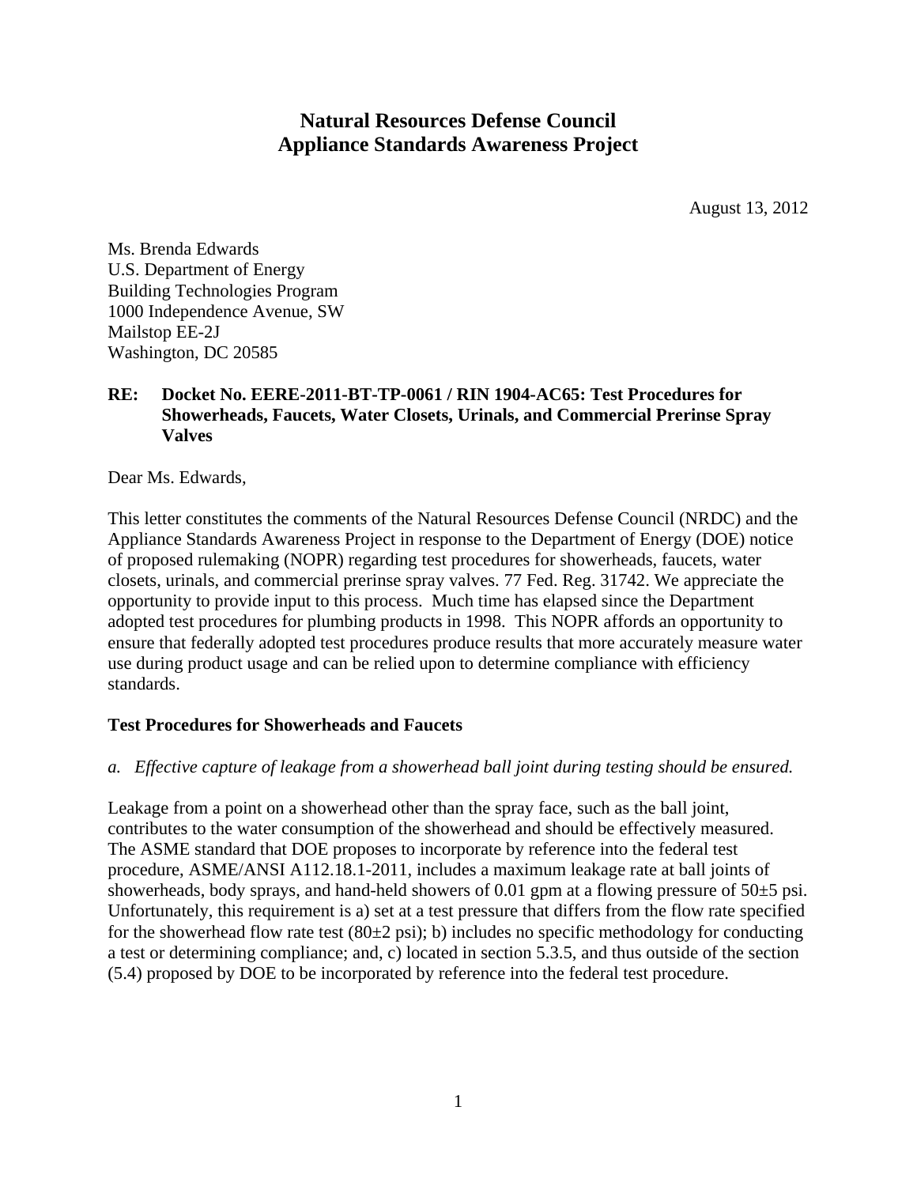# Natural Resources Defense Council
# Appliance Standards Awareness Project

August 13, 2012

Ms. Brenda Edwards
U.S. Department of Energy
Building Technologies Program
1000 Independence Avenue, SW
Mailstop EE-2J
Washington, DC 20585

**RE: Docket No. EERE-2011-BT-TP-0061 / RIN 1904-AC65: Test Procedures for Showerheads, Faucets, Water Closets, Urinals, and Commercial Prerinse Spray Valves**

Dear Ms. Edwards,

This letter constitutes the comments of the Natural Resources Defense Council (NRDC) and the Appliance Standards Awareness Project in response to the Department of Energy (DOE) notice of proposed rulemaking (NOPR) regarding test procedures for showerheads, faucets, water closets, urinals, and commercial prerinse spray valves. 77 Fed. Reg. 31742. We appreciate the opportunity to provide input to this process. Much time has elapsed since the Department adopted test procedures for plumbing products in 1998. This NOPR affords an opportunity to ensure that federally adopted test procedures produce results that more accurately measure water use during product usage and can be relied upon to determine compliance with efficiency standards.

**Test Procedures for Showerheads and Faucets**

*a. Effective capture of leakage from a showerhead ball joint during testing should be ensured.*

Leakage from a point on a showerhead other than the spray face, such as the ball joint, contributes to the water consumption of the showerhead and should be effectively measured. The ASME standard that DOE proposes to incorporate by reference into the federal test procedure, ASME/ANSI A112.18.1-2011, includes a maximum leakage rate at ball joints of showerheads, body sprays, and hand-held showers of 0.01 gpm at a flowing pressure of 50±5 psi. Unfortunately, this requirement is a) set at a test pressure that differs from the flow rate specified for the showerhead flow rate test (80±2 psi); b) includes no specific methodology for conducting a test or determining compliance; and, c) located in section 5.3.5, and thus outside of the section (5.4) proposed by DOE to be incorporated by reference into the federal test procedure.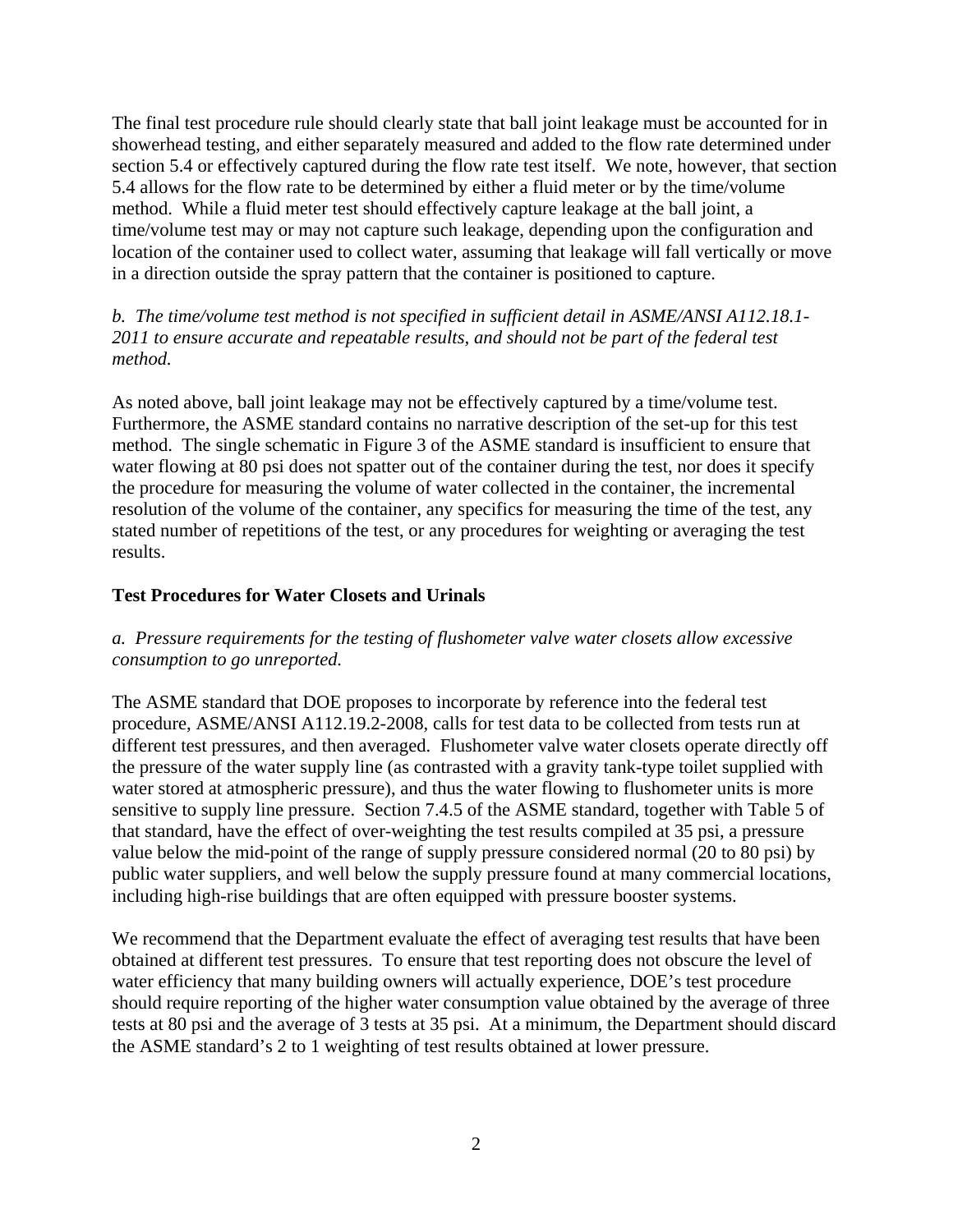The final test procedure rule should clearly state that ball joint leakage must be accounted for in showerhead testing, and either separately measured and added to the flow rate determined under section 5.4 or effectively captured during the flow rate test itself. We note, however, that section 5.4 allows for the flow rate to be determined by either a fluid meter or by the time/volume method. While a fluid meter test should effectively capture leakage at the ball joint, a time/volume test may or may not capture such leakage, depending upon the configuration and location of the container used to collect water, assuming that leakage will fall vertically or move in a direction outside the spray pattern that the container is positioned to capture.

*b. The time/volume test method is not specified in sufficient detail in ASME/ANSI A112.18.1-2011 to ensure accurate and repeatable results, and should not be part of the federal test method.*

As noted above, ball joint leakage may not be effectively captured by a time/volume test. Furthermore, the ASME standard contains no narrative description of the set-up for this test method. The single schematic in Figure 3 of the ASME standard is insufficient to ensure that water flowing at 80 psi does not spatter out of the container during the test, nor does it specify the procedure for measuring the volume of water collected in the container, the incremental resolution of the volume of the container, any specifics for measuring the time of the test, any stated number of repetitions of the test, or any procedures for weighting or averaging the test results.

**Test Procedures for Water Closets and Urinals**

*a. Pressure requirements for the testing of flushometer valve water closets allow excessive consumption to go unreported.*

The ASME standard that DOE proposes to incorporate by reference into the federal test procedure, ASME/ANSI A112.19.2-2008, calls for test data to be collected from tests run at different test pressures, and then averaged. Flushometer valve water closets operate directly off the pressure of the water supply line (as contrasted with a gravity tank-type toilet supplied with water stored at atmospheric pressure), and thus the water flowing to flushometer units is more sensitive to supply line pressure. Section 7.4.5 of the ASME standard, together with Table 5 of that standard, have the effect of over-weighting the test results compiled at 35 psi, a pressure value below the mid-point of the range of supply pressure considered normal (20 to 80 psi) by public water suppliers, and well below the supply pressure found at many commercial locations, including high-rise buildings that are often equipped with pressure booster systems.

We recommend that the Department evaluate the effect of averaging test results that have been obtained at different test pressures. To ensure that test reporting does not obscure the level of water efficiency that many building owners will actually experience, DOE's test procedure should require reporting of the higher water consumption value obtained by the average of three tests at 80 psi and the average of 3 tests at 35 psi. At a minimum, the Department should discard the ASME standard's 2 to 1 weighting of test results obtained at lower pressure.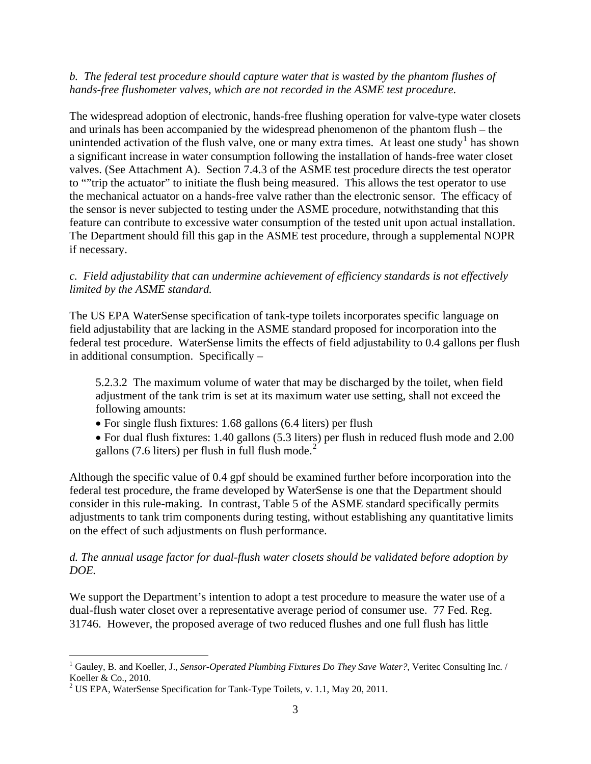*b. The federal test procedure should capture water that is wasted by the phantom flushes of hands-free flushometer valves, which are not recorded in the ASME test procedure.*

The widespread adoption of electronic, hands-free flushing operation for valve-type water closets and urinals has been accompanied by the widespread phenomenon of the phantom flush – the unintended activation of the flush valve, one or many extra times. At least one study[1] has shown a significant increase in water consumption following the installation of hands-free water closet valves. (See Attachment A). Section 7.4.3 of the ASME test procedure directs the test operator to ""trip the actuator" to initiate the flush being measured. This allows the test operator to use the mechanical actuator on a hands-free valve rather than the electronic sensor. The efficacy of the sensor is never subjected to testing under the ASME procedure, notwithstanding that this feature can contribute to excessive water consumption of the tested unit upon actual installation. The Department should fill this gap in the ASME test procedure, through a supplemental NOPR if necessary.

*c. Field adjustability that can undermine achievement of efficiency standards is not effectively limited by the ASME standard.*

The US EPA WaterSense specification of tank-type toilets incorporates specific language on field adjustability that are lacking in the ASME standard proposed for incorporation into the federal test procedure. WaterSense limits the effects of field adjustability to 0.4 gallons per flush in additional consumption. Specifically –

> 5.2.3.2 The maximum volume of water that may be discharged by the toilet, when field adjustment of the tank trim is set at its maximum water use setting, shall not exceed the following amounts:
>
> - For single flush fixtures: 1.68 gallons (6.4 liters) per flush
> - For dual flush fixtures: 1.40 gallons (5.3 liters) per flush in reduced flush mode and 2.00 gallons (7.6 liters) per flush in full flush mode.[2]

Although the specific value of 0.4 gpf should be examined further before incorporation into the federal test procedure, the frame developed by WaterSense is one that the Department should consider in this rule-making. In contrast, Table 5 of the ASME standard specifically permits adjustments to tank trim components during testing, without establishing any quantitative limits on the effect of such adjustments on flush performance.

*d. The annual usage factor for dual-flush water closets should be validated before adoption by DOE.*

We support the Department's intention to adopt a test procedure to measure the water use of a dual-flush water closet over a representative average period of consumer use. 77 Fed. Reg. 31746. However, the proposed average of two reduced flushes and one full flush has little

---

[1] Gauley, B. and Koeller, J., *Sensor-Operated Plumbing Fixtures Do They Save Water?*, Veritec Consulting Inc. / Koeller & Co., 2010.

[2] US EPA, WaterSense Specification for Tank-Type Toilets, v. 1.1, May 20, 2011.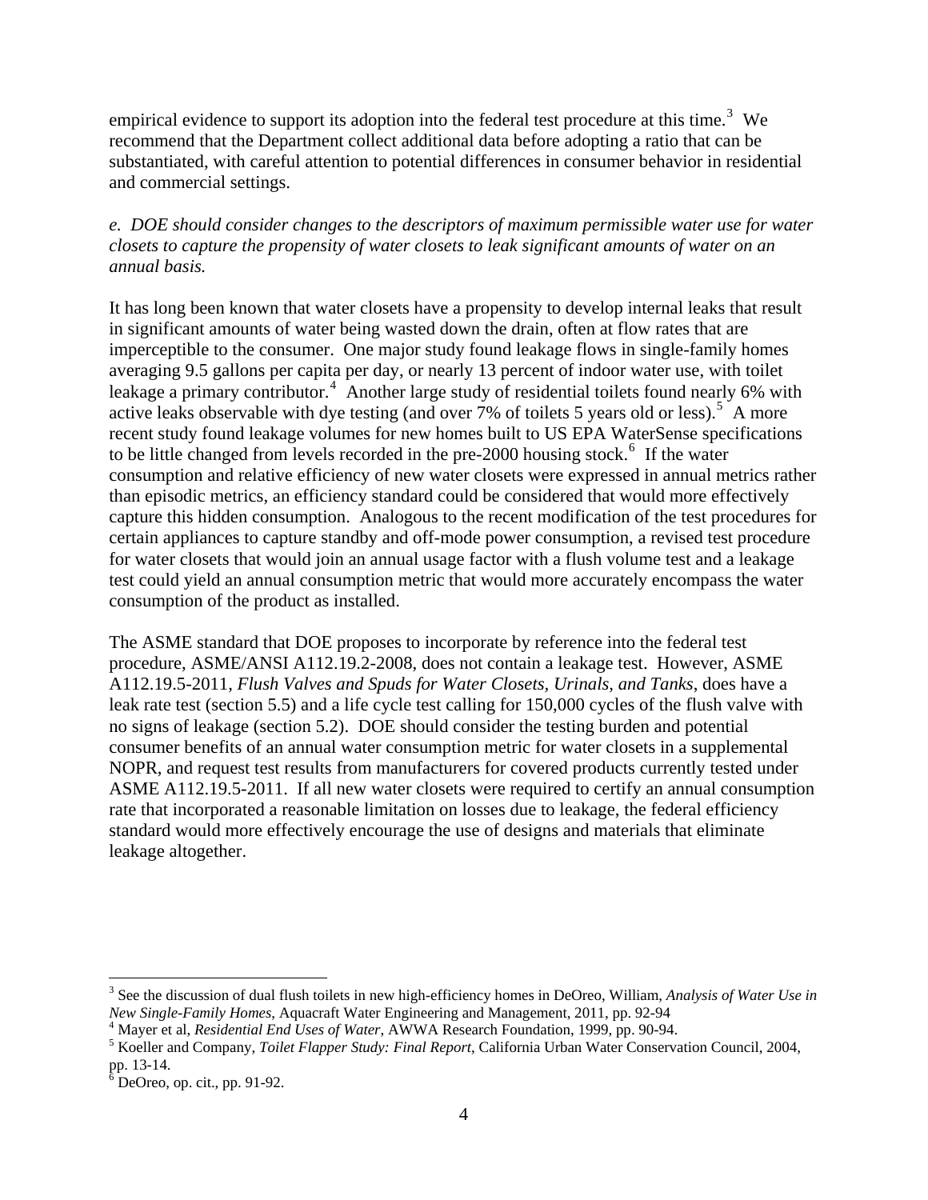empirical evidence to support its adoption into the federal test procedure at this time.[3] We recommend that the Department collect additional data before adopting a ratio that can be substantiated, with careful attention to potential differences in consumer behavior in residential and commercial settings.

*e. DOE should consider changes to the descriptors of maximum permissible water use for water closets to capture the propensity of water closets to leak significant amounts of water on an annual basis.*

It has long been known that water closets have a propensity to develop internal leaks that result in significant amounts of water being wasted down the drain, often at flow rates that are imperceptible to the consumer. One major study found leakage flows in single-family homes averaging 9.5 gallons per capita per day, or nearly 13 percent of indoor water use, with toilet leakage a primary contributor.[4] Another large study of residential toilets found nearly 6% with active leaks observable with dye testing (and over 7% of toilets 5 years old or less).[5] A more recent study found leakage volumes for new homes built to US EPA WaterSense specifications to be little changed from levels recorded in the pre-2000 housing stock.[6] If the water consumption and relative efficiency of new water closets were expressed in annual metrics rather than episodic metrics, an efficiency standard could be considered that would more effectively capture this hidden consumption. Analogous to the recent modification of the test procedures for certain appliances to capture standby and off-mode power consumption, a revised test procedure for water closets that would join an annual usage factor with a flush volume test and a leakage test could yield an annual consumption metric that would more accurately encompass the water consumption of the product as installed.

The ASME standard that DOE proposes to incorporate by reference into the federal test procedure, ASME/ANSI A112.19.2-2008, does not contain a leakage test. However, ASME A112.19.5-2011, *Flush Valves and Spuds for Water Closets, Urinals, and Tanks*, does have a leak rate test (section 5.5) and a life cycle test calling for 150,000 cycles of the flush valve with no signs of leakage (section 5.2). DOE should consider the testing burden and potential consumer benefits of an annual water consumption metric for water closets in a supplemental NOPR, and request test results from manufacturers for covered products currently tested under ASME A112.19.5-2011. If all new water closets were required to certify an annual consumption rate that incorporated a reasonable limitation on losses due to leakage, the federal efficiency standard would more effectively encourage the use of designs and materials that eliminate leakage altogether.

---

[3] See the discussion of dual flush toilets in new high-efficiency homes in DeOreo, William, *Analysis of Water Use in New Single-Family Homes*, Aquacraft Water Engineering and Management, 2011, pp. 92-94

[4] Mayer et al, *Residential End Uses of Water*, AWWA Research Foundation, 1999, pp. 90-94.

[5] Koeller and Company, *Toilet Flapper Study: Final Report*, California Urban Water Conservation Council, 2004, pp. 13-14.

[6] DeOreo, op. cit., pp. 91-92.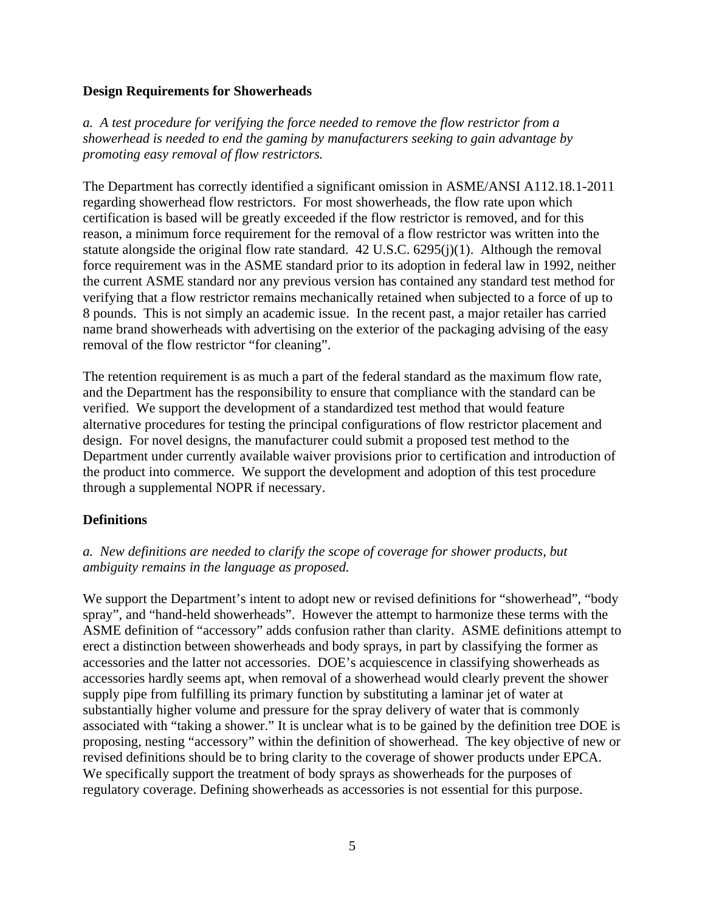**Design Requirements for Showerheads**

*a. A test procedure for verifying the force needed to remove the flow restrictor from a showerhead is needed to end the gaming by manufacturers seeking to gain advantage by promoting easy removal of flow restrictors.*

The Department has correctly identified a significant omission in ASME/ANSI A112.18.1-2011 regarding showerhead flow restrictors. For most showerheads, the flow rate upon which certification is based will be greatly exceeded if the flow restrictor is removed, and for this reason, a minimum force requirement for the removal of a flow restrictor was written into the statute alongside the original flow rate standard. 42 U.S.C. 6295(j)(1). Although the removal force requirement was in the ASME standard prior to its adoption in federal law in 1992, neither the current ASME standard nor any previous version has contained any standard test method for verifying that a flow restrictor remains mechanically retained when subjected to a force of up to 8 pounds. This is not simply an academic issue. In the recent past, a major retailer has carried name brand showerheads with advertising on the exterior of the packaging advising of the easy removal of the flow restrictor "for cleaning".

The retention requirement is as much a part of the federal standard as the maximum flow rate, and the Department has the responsibility to ensure that compliance with the standard can be verified. We support the development of a standardized test method that would feature alternative procedures for testing the principal configurations of flow restrictor placement and design. For novel designs, the manufacturer could submit a proposed test method to the Department under currently available waiver provisions prior to certification and introduction of the product into commerce. We support the development and adoption of this test procedure through a supplemental NOPR if necessary.

**Definitions**

*a. New definitions are needed to clarify the scope of coverage for shower products, but ambiguity remains in the language as proposed.*

We support the Department's intent to adopt new or revised definitions for "showerhead", "body spray", and "hand-held showerheads". However the attempt to harmonize these terms with the ASME definition of "accessory" adds confusion rather than clarity. ASME definitions attempt to erect a distinction between showerheads and body sprays, in part by classifying the former as accessories and the latter not accessories. DOE's acquiescence in classifying showerheads as accessories hardly seems apt, when removal of a showerhead would clearly prevent the shower supply pipe from fulfilling its primary function by substituting a laminar jet of water at substantially higher volume and pressure for the spray delivery of water that is commonly associated with "taking a shower." It is unclear what is to be gained by the definition tree DOE is proposing, nesting "accessory" within the definition of showerhead. The key objective of new or revised definitions should be to bring clarity to the coverage of shower products under EPCA. We specifically support the treatment of body sprays as showerheads for the purposes of regulatory coverage. Defining showerheads as accessories is not essential for this purpose.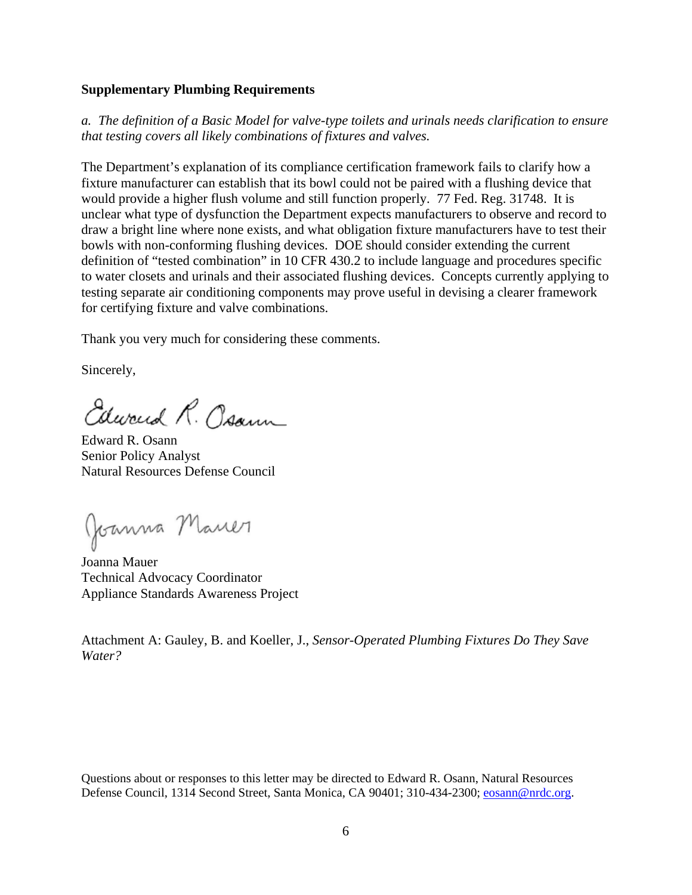**Supplementary Plumbing Requirements**

*a. The definition of a Basic Model for valve-type toilets and urinals needs clarification to ensure that testing covers all likely combinations of fixtures and valves.*

The Department's explanation of its compliance certification framework fails to clarify how a fixture manufacturer can establish that its bowl could not be paired with a flushing device that would provide a higher flush volume and still function properly. 77 Fed. Reg. 31748. It is unclear what type of dysfunction the Department expects manufacturers to observe and record to draw a bright line where none exists, and what obligation fixture manufacturers have to test their bowls with non-conforming flushing devices. DOE should consider extending the current definition of "tested combination" in 10 CFR 430.2 to include language and procedures specific to water closets and urinals and their associated flushing devices. Concepts currently applying to testing separate air conditioning components may prove useful in devising a clearer framework for certifying fixture and valve combinations.

Thank you very much for considering these comments.

Sincerely,

Edward R. Osann
Senior Policy Analyst
Natural Resources Defense Council

Joanna Mauer
Technical Advocacy Coordinator
Appliance Standards Awareness Project

Attachment A: Gauley, B. and Koeller, J., *Sensor-Operated Plumbing Fixtures Do They Save Water?*

Questions about or responses to this letter may be directed to Edward R. Osann, Natural Resources Defense Council, 1314 Second Street, Santa Monica, CA 90401; 310-434-2300; eosann@nrdc.org.